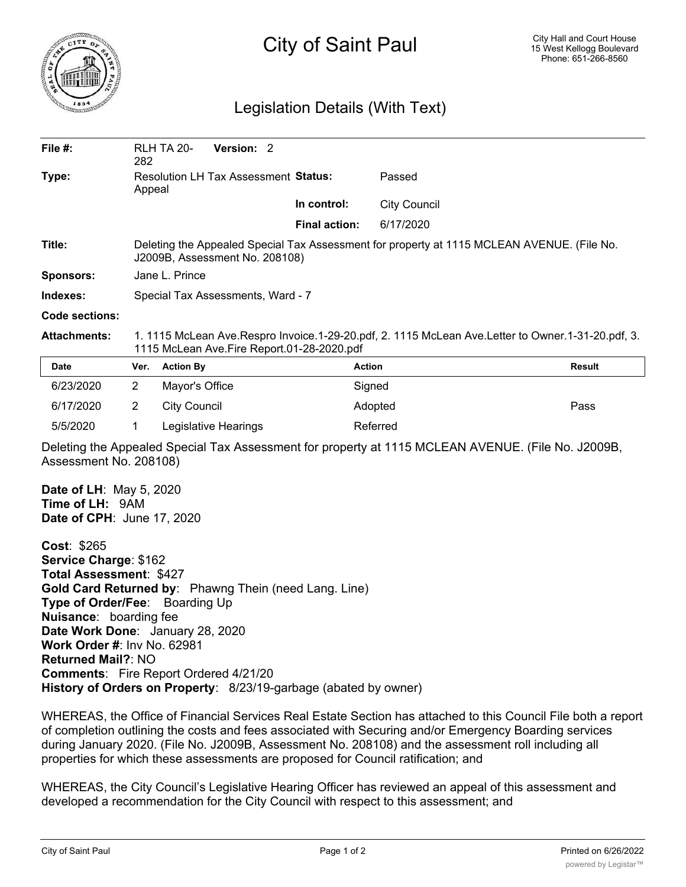# City of Saint Paul

City Hall and Court House
15 West Kellogg Boulevard
Phone: 651-266-8560

## Legislation Details (With Text)

| | | | |
|---|---|---|---|
| **File #:** | RLH TA 20-282 **Version:** 2 | | |
| **Type:** | Resolution LH Tax Assessment Appeal | **Status:** | Passed |
| | | **In control:** | City Council |
| | | **Final action:** | 6/17/2020 |

**Title:** Deleting the Appealed Special Tax Assessment for property at 1115 MCLEAN AVENUE. (File No. J2009B, Assessment No. 208108)

**Sponsors:** Jane L. Prince

**Indexes:** Special Tax Assessments, Ward - 7

**Code sections:**

**Attachments:** 1. 1115 McLean Ave.Respro Invoice.1-29-20.pdf, 2. 1115 McLean Ave.Letter to Owner.1-31-20.pdf, 3. 1115 McLean Ave.Fire Report.01-28-2020.pdf

| Date | Ver. | Action By | Action | Result |
|---|---|---|---|---|
| 6/23/2020 | 2 | Mayor's Office | Signed | |
| 6/17/2020 | 2 | City Council | Adopted | Pass |
| 5/5/2020 | 1 | Legislative Hearings | Referred | |

Deleting the Appealed Special Tax Assessment for property at 1115 MCLEAN AVENUE. (File No. J2009B, Assessment No. 208108)

**Date of LH**: May 5, 2020
**Time of LH:** 9AM
**Date of CPH**: June 17, 2020

**Cost**: $265
**Service Charge**: $162
**Total Assessment**: $427
**Gold Card Returned by**: Phawng Thein (need Lang. Line)
**Type of Order/Fee**: Boarding Up
**Nuisance**: boarding fee
**Date Work Done**: January 28, 2020
**Work Order #**: Inv No. 62981
**Returned Mail?**: NO
**Comments**: Fire Report Ordered 4/21/20
**History of Orders on Property**: 8/23/19-garbage (abated by owner)

WHEREAS, the Office of Financial Services Real Estate Section has attached to this Council File both a report of completion outlining the costs and fees associated with Securing and/or Emergency Boarding services during January 2020. (File No. J2009B, Assessment No. 208108) and the assessment roll including all properties for which these assessments are proposed for Council ratification; and

WHEREAS, the City Council's Legislative Hearing Officer has reviewed an appeal of this assessment and developed a recommendation for the City Council with respect to this assessment; and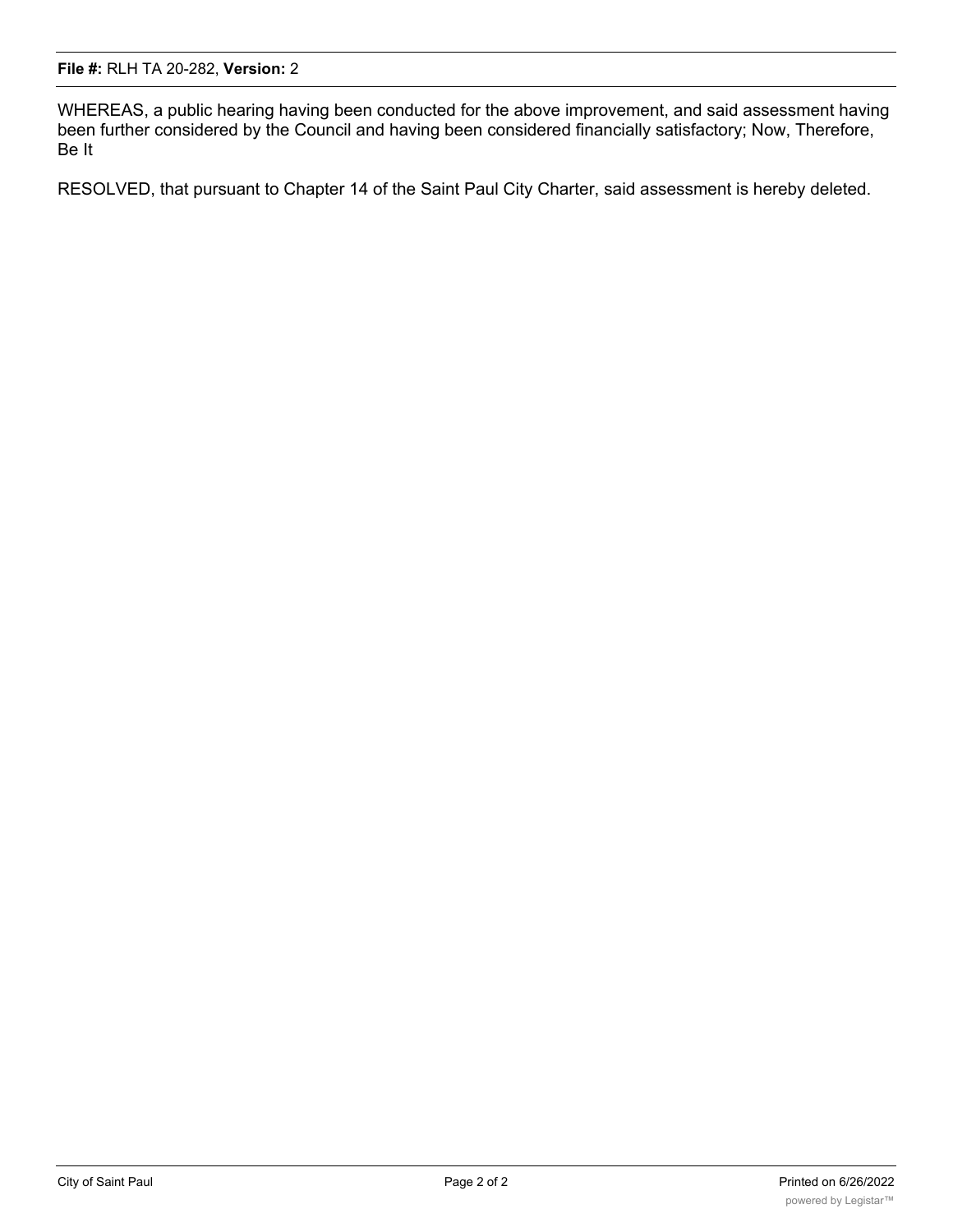WHEREAS, a public hearing having been conducted for the above improvement, and said assessment having been further considered by the Council and having been considered financially satisfactory; Now, Therefore, Be It

RESOLVED, that pursuant to Chapter 14 of the Saint Paul City Charter, said assessment is hereby deleted.